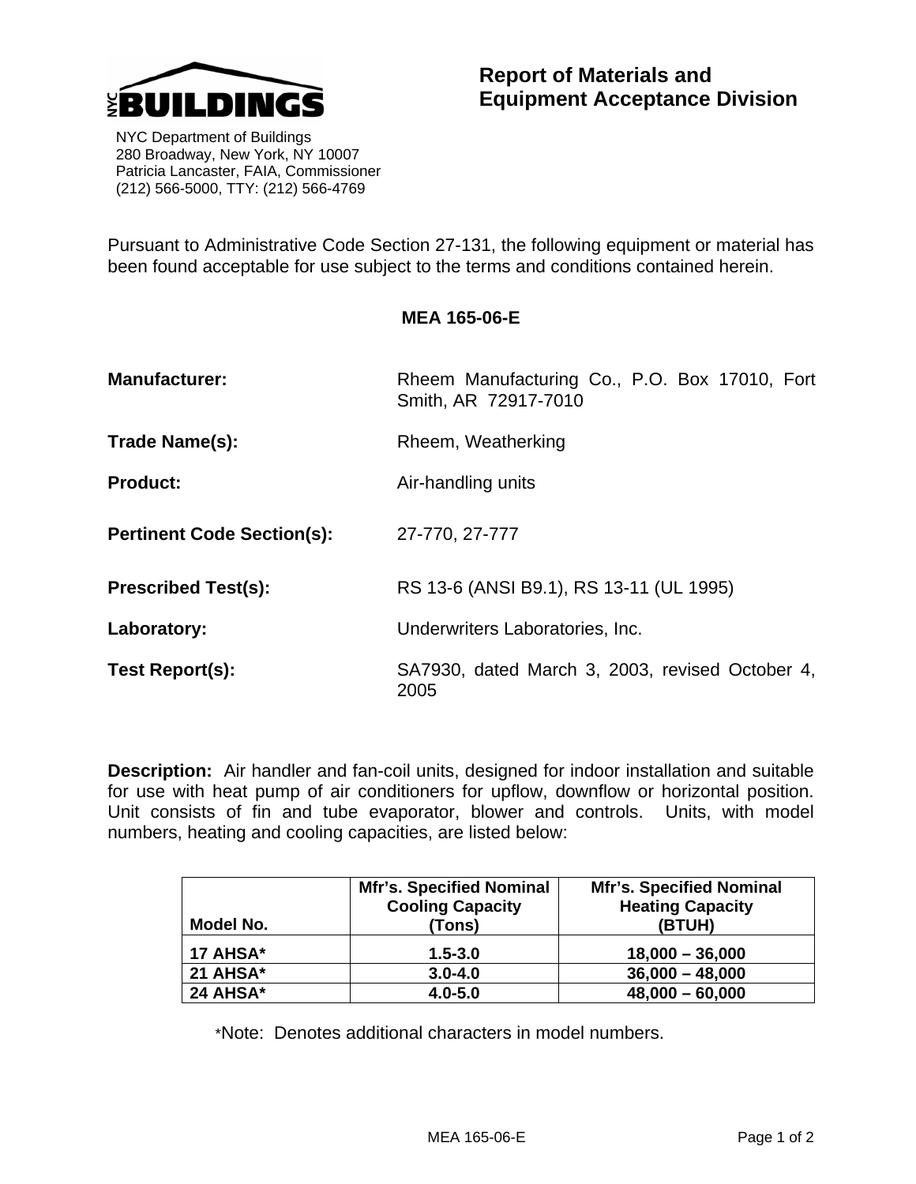NYC BUILDINGS

NYC Department of Buildings
280 Broadway, New York, NY 10007
Patricia Lancaster, FAIA, Commissioner
(212) 566-5000, TTY: (212) 566-4769

# Report of Materials and Equipment Acceptance Division

Pursuant to Administrative Code Section 27-131, the following equipment or material has been found acceptable for use subject to the terms and conditions contained herein.

## MEA 165-06-E

**Manufacturer:** Rheem Manufacturing Co., P.O. Box 17010, Fort Smith, AR 72917-7010

**Trade Name(s):** Rheem, Weatherking

**Product:** Air-handling units

**Pertinent Code Section(s):** 27-770, 27-777

**Prescribed Test(s):** RS 13-6 (ANSI B9.1), RS 13-11 (UL 1995)

**Laboratory:** Underwriters Laboratories, Inc.

**Test Report(s):** SA7930, dated March 3, 2003, revised October 4, 2005

**Description:** Air handler and fan-coil units, designed for indoor installation and suitable for use with heat pump of air conditioners for upflow, downflow or horizontal position. Unit consists of fin and tube evaporator, blower and controls. Units, with model numbers, heating and cooling capacities, are listed below:

| Model No. | Mfr's. Specified Nominal Cooling Capacity (Tons) | Mfr's. Specified Nominal Heating Capacity (BTUH) |
|---|---|---|
| **17 AHSA*** | **1.5-3.0** | **18,000 – 36,000** |
| **21 AHSA*** | **3.0-4.0** | **36,000 – 48,000** |
| **24 AHSA*** | **4.0-5.0** | **48,000 – 60,000** |

*Note: Denotes additional characters in model numbers.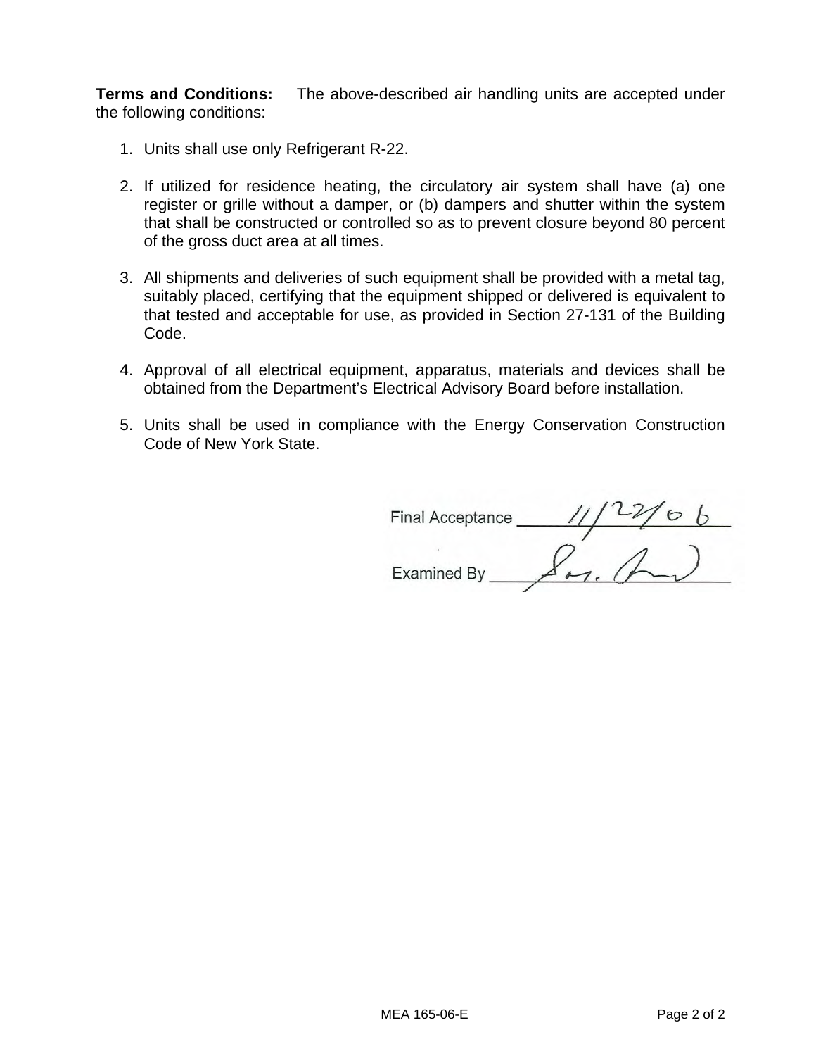**Terms and Conditions:** The above-described air handling units are accepted under the following conditions:

1. Units shall use only Refrigerant R-22.

2. If utilized for residence heating, the circulatory air system shall have (a) one register or grille without a damper, or (b) dampers and shutter within the system that shall be constructed or controlled so as to prevent closure beyond 80 percent of the gross duct area at all times.

3. All shipments and deliveries of such equipment shall be provided with a metal tag, suitably placed, certifying that the equipment shipped or delivered is equivalent to that tested and acceptable for use, as provided in Section 27-131 of the Building Code.

4. Approval of all electrical equipment, apparatus, materials and devices shall be obtained from the Department's Electrical Advisory Board before installation.

5. Units shall be used in compliance with the Energy Conservation Construction Code of New York State.

Final Acceptance 11/22/06

Examined By [signature]

MEA 165-06-E